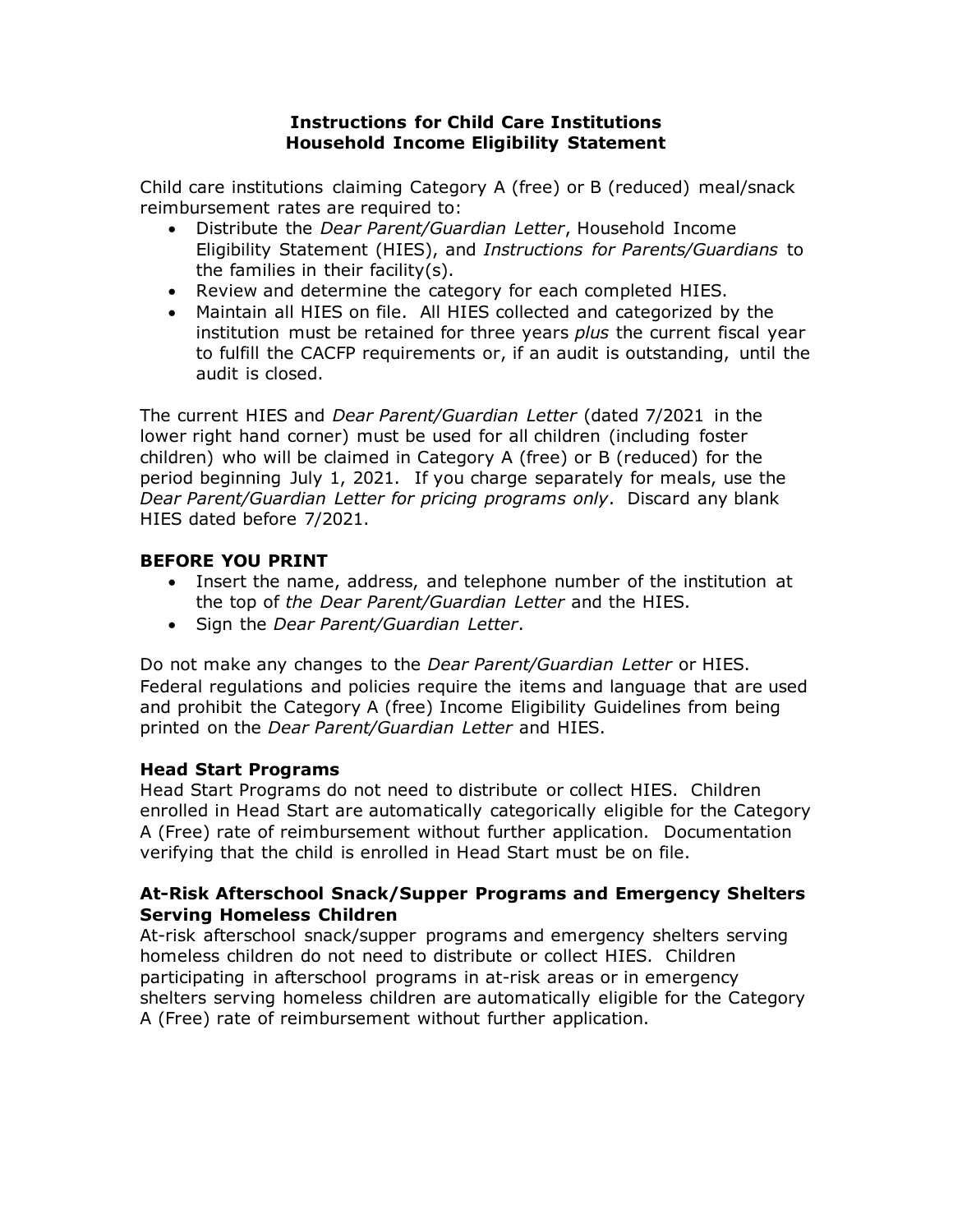# Instructions for Child Care Institutions
# Household Income Eligibility Statement

Child care institutions claiming Category A (free) or B (reduced) meal/snack reimbursement rates are required to:

- Distribute the *Dear Parent/Guardian Letter*, Household Income Eligibility Statement (HIES), and *Instructions for Parents/Guardians* to the families in their facility(s).
- Review and determine the category for each completed HIES.
- Maintain all HIES on file. All HIES collected and categorized by the institution must be retained for three years *plus* the current fiscal year to fulfill the CACFP requirements or, if an audit is outstanding, until the audit is closed.

The current HIES and *Dear Parent/Guardian Letter* (dated 7/2021 in the lower right hand corner) must be used for all children (including foster children) who will be claimed in Category A (free) or B (reduced) for the period beginning July 1, 2021. If you charge separately for meals, use the *Dear Parent/Guardian Letter for pricing programs only*. Discard any blank HIES dated before 7/2021.

## BEFORE YOU PRINT

- Insert the name, address, and telephone number of the institution at the top of *the Dear Parent/Guardian Letter* and the HIES.
- Sign the *Dear Parent/Guardian Letter*.

Do not make any changes to the *Dear Parent/Guardian Letter* or HIES. Federal regulations and policies require the items and language that are used and prohibit the Category A (free) Income Eligibility Guidelines from being printed on the *Dear Parent/Guardian Letter* and HIES.

## Head Start Programs

Head Start Programs do not need to distribute or collect HIES. Children enrolled in Head Start are automatically categorically eligible for the Category A (Free) rate of reimbursement without further application. Documentation verifying that the child is enrolled in Head Start must be on file.

## At-Risk Afterschool Snack/Supper Programs and Emergency Shelters Serving Homeless Children

At-risk afterschool snack/supper programs and emergency shelters serving homeless children do not need to distribute or collect HIES. Children participating in afterschool programs in at-risk areas or in emergency shelters serving homeless children are automatically eligible for the Category A (Free) rate of reimbursement without further application.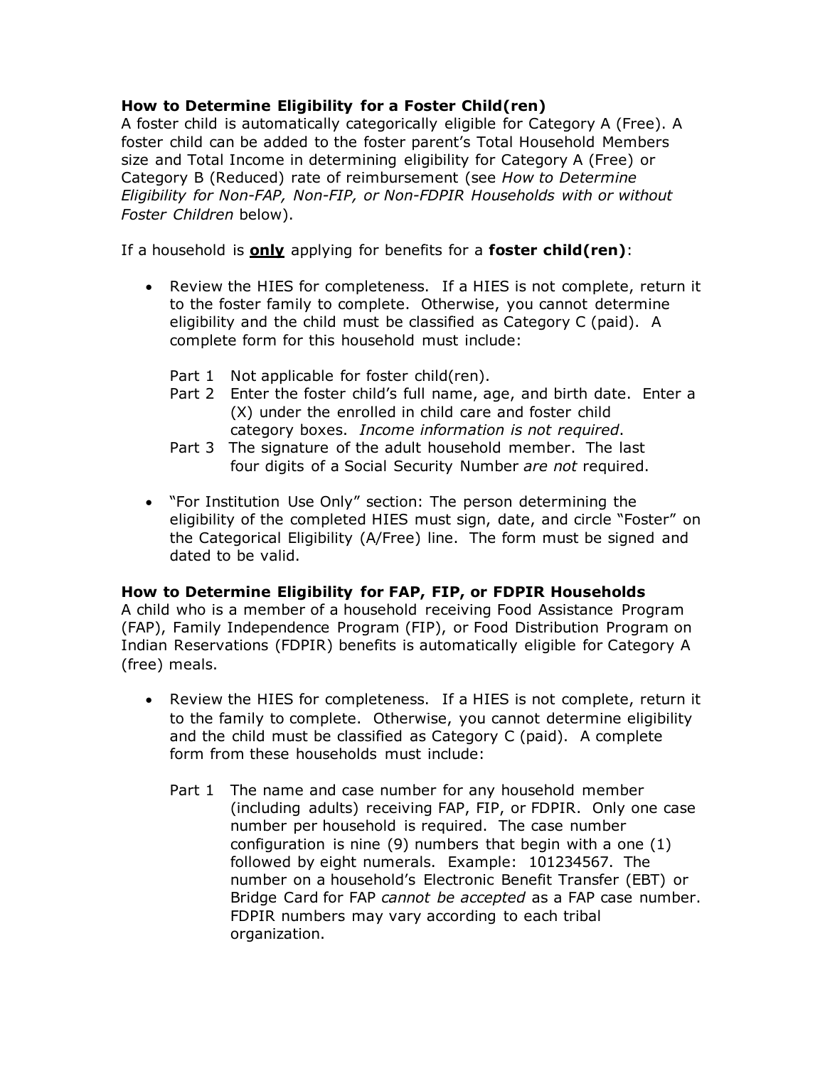**How to Determine Eligibility for a Foster Child(ren)**

A foster child is automatically categorically eligible for Category A (Free). A foster child can be added to the foster parent's Total Household Members size and Total Income in determining eligibility for Category A (Free) or Category B (Reduced) rate of reimbursement (see *How to Determine Eligibility for Non-FAP, Non-FIP, or Non-FDPIR Households with or without Foster Children* below).

If a household is <u>**only**</u> applying for benefits for a **foster child(ren)**:

- Review the HIES for completeness. If a HIES is not complete, return it to the foster family to complete. Otherwise, you cannot determine eligibility and the child must be classified as Category C (paid). A complete form for this household must include:

  Part 1 Not applicable for foster child(ren).

  Part 2 Enter the foster child's full name, age, and birth date. Enter a (X) under the enrolled in child care and foster child category boxes. *Income information is not required*.

  Part 3 The signature of the adult household member. The last four digits of a Social Security Number *are not* required.

- "For Institution Use Only" section: The person determining the eligibility of the completed HIES must sign, date, and circle "Foster" on the Categorical Eligibility (A/Free) line. The form must be signed and dated to be valid.

**How to Determine Eligibility for FAP, FIP, or FDPIR Households**

A child who is a member of a household receiving Food Assistance Program (FAP), Family Independence Program (FIP), or Food Distribution Program on Indian Reservations (FDPIR) benefits is automatically eligible for Category A (free) meals.

- Review the HIES for completeness. If a HIES is not complete, return it to the family to complete. Otherwise, you cannot determine eligibility and the child must be classified as Category C (paid). A complete form from these households must include:

  Part 1 The name and case number for any household member (including adults) receiving FAP, FIP, or FDPIR. Only one case number per household is required. The case number configuration is nine (9) numbers that begin with a one (1) followed by eight numerals. Example: 101234567. The number on a household's Electronic Benefit Transfer (EBT) or Bridge Card for FAP *cannot be accepted* as a FAP case number. FDPIR numbers may vary according to each tribal organization.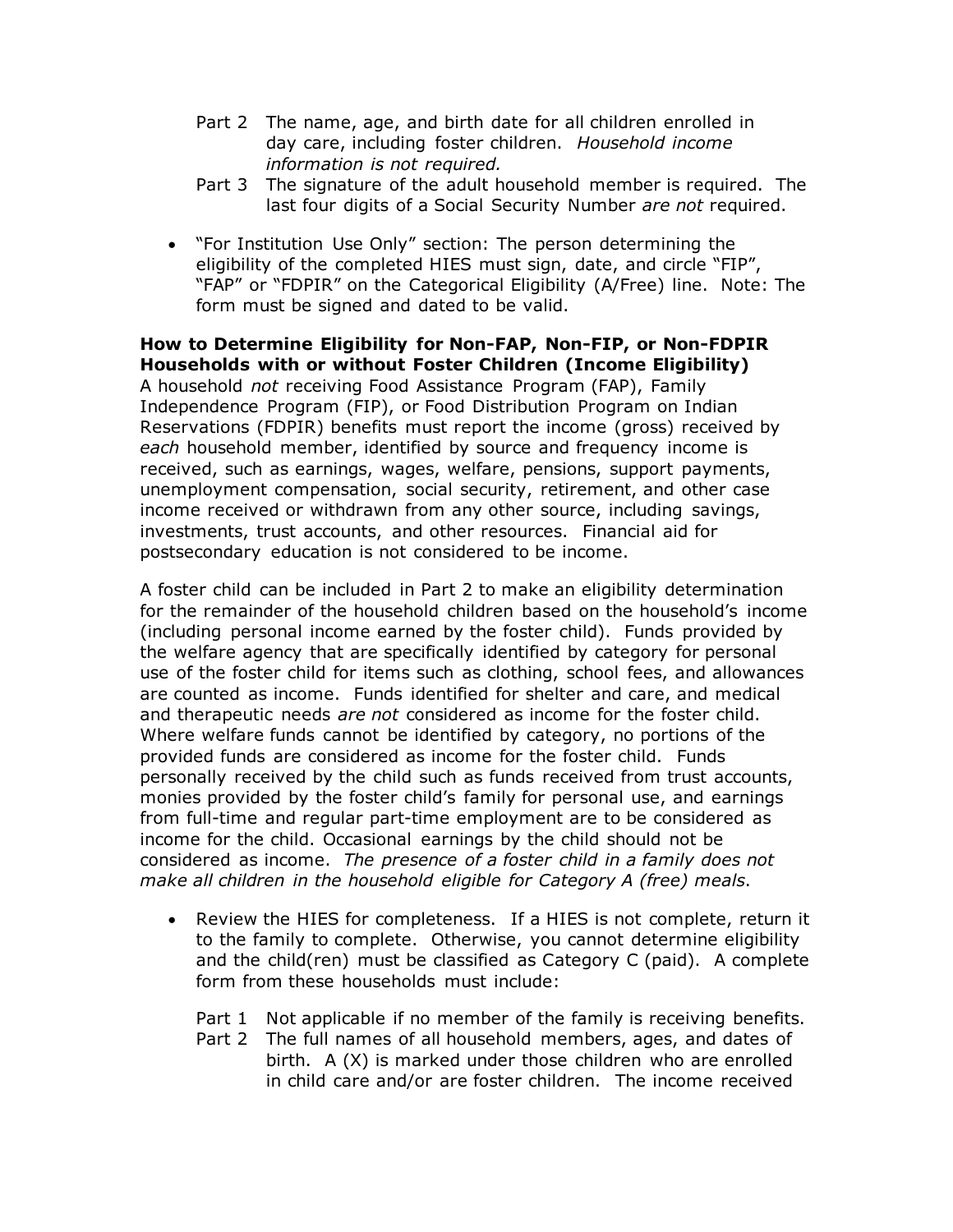Part 2  The name, age, and birth date for all children enrolled in day care, including foster children. *Household income information is not required.*

Part 3  The signature of the adult household member is required. The last four digits of a Social Security Number *are not* required.

- "For Institution Use Only" section: The person determining the eligibility of the completed HIES must sign, date, and circle "FIP", "FAP" or "FDPIR" on the Categorical Eligibility (A/Free) line. Note: The form must be signed and dated to be valid.

**How to Determine Eligibility for Non-FAP, Non-FIP, or Non-FDPIR Households with or without Foster Children (Income Eligibility)**

A household *not* receiving Food Assistance Program (FAP), Family Independence Program (FIP), or Food Distribution Program on Indian Reservations (FDPIR) benefits must report the income (gross) received by *each* household member, identified by source and frequency income is received, such as earnings, wages, welfare, pensions, support payments, unemployment compensation, social security, retirement, and other case income received or withdrawn from any other source, including savings, investments, trust accounts, and other resources. Financial aid for postsecondary education is not considered to be income.

A foster child can be included in Part 2 to make an eligibility determination for the remainder of the household children based on the household's income (including personal income earned by the foster child). Funds provided by the welfare agency that are specifically identified by category for personal use of the foster child for items such as clothing, school fees, and allowances are counted as income. Funds identified for shelter and care, and medical and therapeutic needs *are not* considered as income for the foster child. Where welfare funds cannot be identified by category, no portions of the provided funds are considered as income for the foster child. Funds personally received by the child such as funds received from trust accounts, monies provided by the foster child's family for personal use, and earnings from full-time and regular part-time employment are to be considered as income for the child. Occasional earnings by the child should not be considered as income. *The presence of a foster child in a family does not make all children in the household eligible for Category A (free) meals*.

- Review the HIES for completeness. If a HIES is not complete, return it to the family to complete. Otherwise, you cannot determine eligibility and the child(ren) must be classified as Category C (paid). A complete form from these households must include:

  Part 1  Not applicable if no member of the family is receiving benefits.

  Part 2  The full names of all household members, ages, and dates of birth. A (X) is marked under those children who are enrolled in child care and/or are foster children. The income received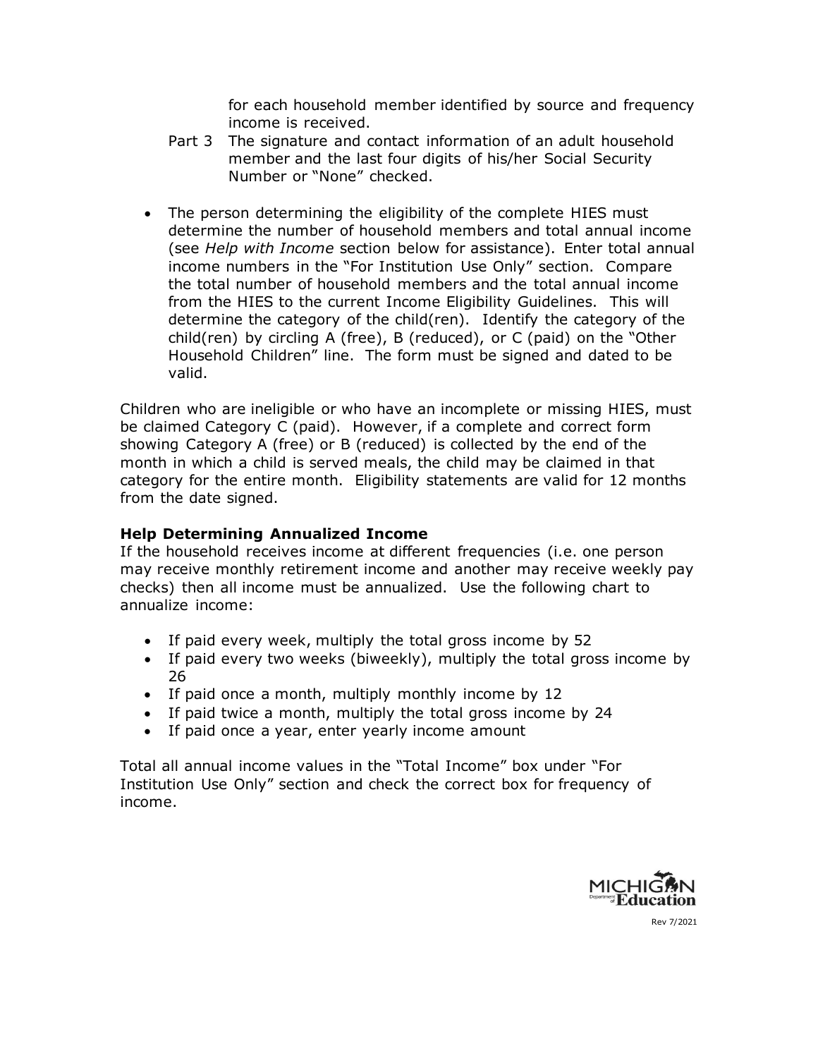for each household member identified by source and frequency income is received.

Part 3 The signature and contact information of an adult household member and the last four digits of his/her Social Security Number or "None" checked.

- The person determining the eligibility of the complete HIES must determine the number of household members and total annual income (see *Help with Income* section below for assistance). Enter total annual income numbers in the "For Institution Use Only" section. Compare the total number of household members and the total annual income from the HIES to the current Income Eligibility Guidelines. This will determine the category of the child(ren). Identify the category of the child(ren) by circling A (free), B (reduced), or C (paid) on the "Other Household Children" line. The form must be signed and dated to be valid.

Children who are ineligible or who have an incomplete or missing HIES, must be claimed Category C (paid). However, if a complete and correct form showing Category A (free) or B (reduced) is collected by the end of the month in which a child is served meals, the child may be claimed in that category for the entire month. Eligibility statements are valid for 12 months from the date signed.

**Help Determining Annualized Income**

If the household receives income at different frequencies (i.e. one person may receive monthly retirement income and another may receive weekly pay checks) then all income must be annualized. Use the following chart to annualize income:

- If paid every week, multiply the total gross income by 52
- If paid every two weeks (biweekly), multiply the total gross income by 26
- If paid once a month, multiply monthly income by 12
- If paid twice a month, multiply the total gross income by 24
- If paid once a year, enter yearly income amount

Total all annual income values in the "Total Income" box under "For Institution Use Only" section and check the correct box for frequency of income.

Michigan Department of Education

Rev 7/2021